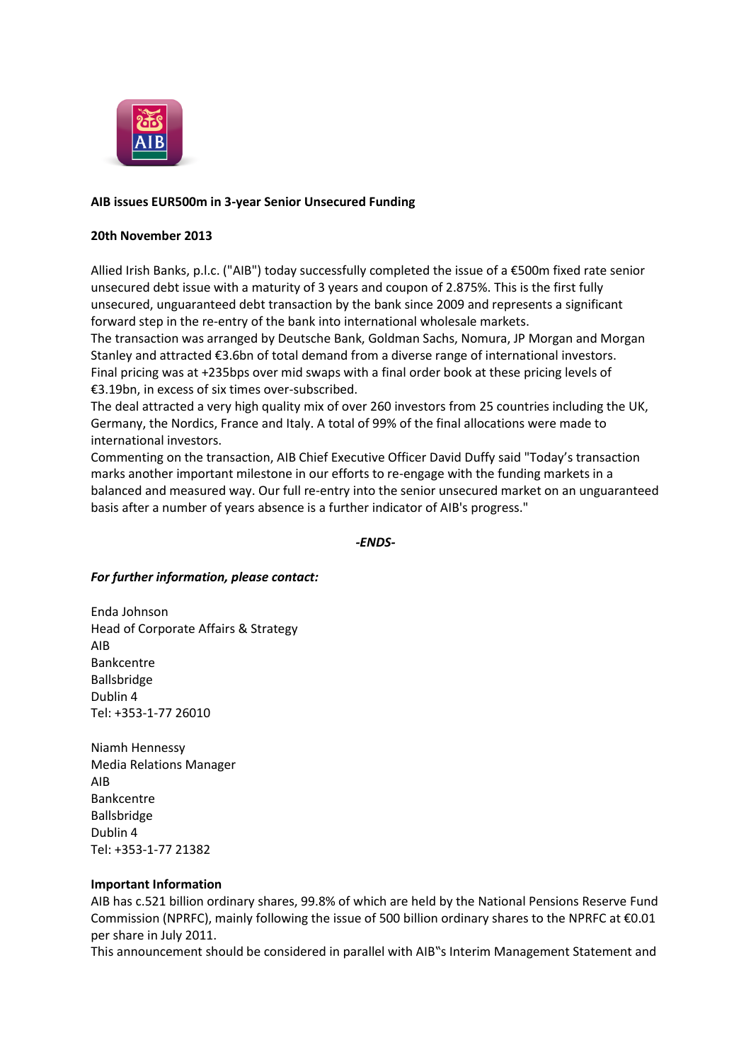**AIB issues EUR500m in 3-year Senior Unsecured Funding**

**20th November 2013**

Allied Irish Banks, p.l.c. ("AIB") today successfully completed the issue of a €500m fixed rate senior unsecured debt issue with a maturity of 3 years and coupon of 2.875%. This is the first fully unsecured, unguaranteed debt transaction by the bank since 2009 and represents a significant forward step in the re-entry of the bank into international wholesale markets.

The transaction was arranged by Deutsche Bank, Goldman Sachs, Nomura, JP Morgan and Morgan Stanley and attracted €3.6bn of total demand from a diverse range of international investors.

Final pricing was at +235bps over mid swaps with a final order book at these pricing levels of €3.19bn, in excess of six times over-subscribed.

The deal attracted a very high quality mix of over 260 investors from 25 countries including the UK, Germany, the Nordics, France and Italy. A total of 99% of the final allocations were made to international investors.

Commenting on the transaction, AIB Chief Executive Officer David Duffy said "Today's transaction marks another important milestone in our efforts to re-engage with the funding markets in a balanced and measured way. Our full re-entry into the senior unsecured market on an unguaranteed basis after a number of years absence is a further indicator of AIB's progress."

***-ENDS-***

***For further information, please contact:***

Enda Johnson
Head of Corporate Affairs & Strategy
AIB
Bankcentre
Ballsbridge
Dublin 4
Tel: +353-1-77 26010

Niamh Hennessy
Media Relations Manager
AIB
Bankcentre
Ballsbridge
Dublin 4
Tel: +353-1-77 21382

**Important Information**

AIB has c.521 billion ordinary shares, 99.8% of which are held by the National Pensions Reserve Fund Commission (NPRFC), mainly following the issue of 500 billion ordinary shares to the NPRFC at €0.01 per share in July 2011.

This announcement should be considered in parallel with AIB�What's Interim Management Statement and

**AIB issues EUR500m in 3-year Senior Unsecured Funding**

**20th November 2013**

Allied Irish Banks, p.l.c. ("AIB") today successfully completed the issue of a €500m fixed rate senior unsecured debt issue with a maturity of 3 years and coupon of 2.875%. This is the first fully unsecured, unguaranteed debt transaction by the bank since 2009 and represents a significant forward step in the re-entry of the bank into international wholesale markets.

The transaction was arranged by Deutsche Bank, Goldman Sachs, Nomura, JP Morgan and Morgan Stanley and attracted €3.6bn of total demand from a diverse range of international investors.

Final pricing was at +235bps over mid swaps with a final order book at these pricing levels of €3.19bn, in excess of six times over-subscribed.

The deal attracted a very high quality mix of over 260 investors from 25 countries including the UK, Germany, the Nordics, France and Italy. A total of 99% of the final allocations were made to international investors.

Commenting on the transaction, AIB Chief Executive Officer David Duffy said "Today's transaction marks another important milestone in our efforts to re-engage with the funding markets in a balanced and measured way. Our full re-entry into the senior unsecured market on an unguaranteed basis after a number of years absence is a further indicator of AIB's progress."

***-ENDS-***

***For further information, please contact:***

Enda Johnson
Head of Corporate Affairs & Strategy
AIB
Bankcentre
Ballsbridge
Dublin 4
Tel: +353-1-77 26010

Niamh Hennessy
Media Relations Manager
AIB
Bankcentre
Ballsbridge
Dublin 4
Tel: +353-1-77 21382

**Important Information**

AIB has c.521 billion ordinary shares, 99.8% of which are held by the National Pensions Reserve Fund Commission (NPRFC), mainly following the issue of 500 billion ordinary shares to the NPRFC at €0.01 per share in July 2011.

This announcement should be considered in parallel with AIB‟s Interim Management Statement and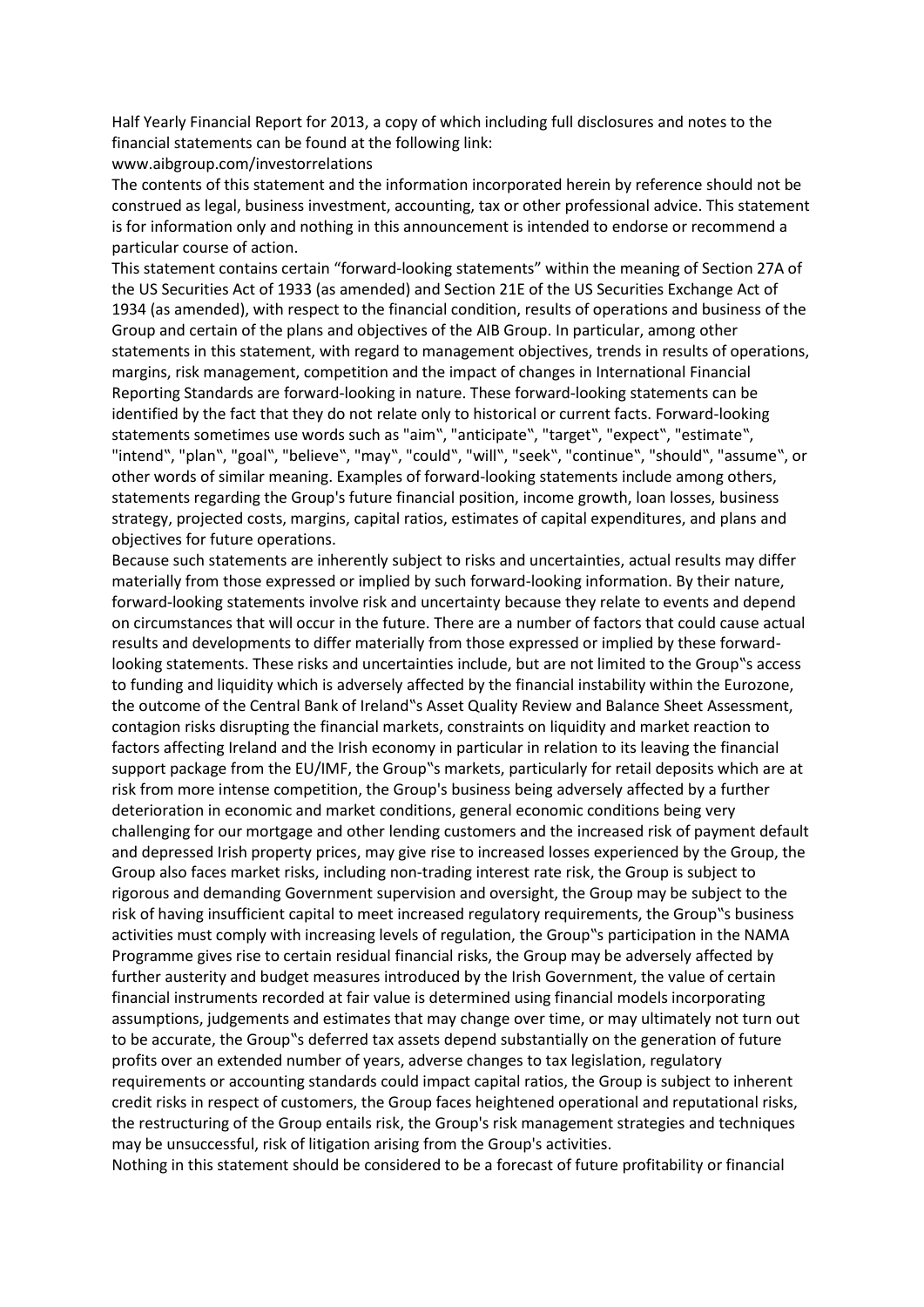Half Yearly Financial Report for 2013, a copy of which including full disclosures and notes to the financial statements can be found at the following link:

www.aibgroup.com/investorrelations

The contents of this statement and the information incorporated herein by reference should not be construed as legal, business investment, accounting, tax or other professional advice. This statement is for information only and nothing in this announcement is intended to endorse or recommend a particular course of action.

This statement contains certain "forward-looking statements" within the meaning of Section 27A of the US Securities Act of 1933 (as amended) and Section 21E of the US Securities Exchange Act of 1934 (as amended), with respect to the financial condition, results of operations and business of the Group and certain of the plans and objectives of the AIB Group. In particular, among other statements in this statement, with regard to management objectives, trends in results of operations, margins, risk management, competition and the impact of changes in International Financial Reporting Standards are forward-looking in nature. These forward-looking statements can be identified by the fact that they do not relate only to historical or current facts. Forward-looking statements sometimes use words such as "aim‟, "anticipate‟, "target‟, "expect‟, "estimate‟, "intend‟, "plan‟, "goal‟, "believe‟, "may‟, "could‟, "will‟, "seek‟, "continue‟, "should‟, "assume‟, or other words of similar meaning. Examples of forward-looking statements include among others, statements regarding the Group's future financial position, income growth, loan losses, business strategy, projected costs, margins, capital ratios, estimates of capital expenditures, and plans and objectives for future operations.

Because such statements are inherently subject to risks and uncertainties, actual results may differ materially from those expressed or implied by such forward-looking information. By their nature, forward-looking statements involve risk and uncertainty because they relate to events and depend on circumstances that will occur in the future. There are a number of factors that could cause actual results and developments to differ materially from those expressed or implied by these forward-looking statements. These risks and uncertainties include, but are not limited to the Group‟s access to funding and liquidity which is adversely affected by the financial instability within the Eurozone, the outcome of the Central Bank of Ireland‟s Asset Quality Review and Balance Sheet Assessment, contagion risks disrupting the financial markets, constraints on liquidity and market reaction to factors affecting Ireland and the Irish economy in particular in relation to its leaving the financial support package from the EU/IMF, the Group‟s markets, particularly for retail deposits which are at risk from more intense competition, the Group's business being adversely affected by a further deterioration in economic and market conditions, general economic conditions being very challenging for our mortgage and other lending customers and the increased risk of payment default and depressed Irish property prices, may give rise to increased losses experienced by the Group, the Group also faces market risks, including non-trading interest rate risk, the Group is subject to rigorous and demanding Government supervision and oversight, the Group may be subject to the risk of having insufficient capital to meet increased regulatory requirements, the Group‟s business activities must comply with increasing levels of regulation, the Group‟s participation in the NAMA Programme gives rise to certain residual financial risks, the Group may be adversely affected by further austerity and budget measures introduced by the Irish Government, the value of certain financial instruments recorded at fair value is determined using financial models incorporating assumptions, judgements and estimates that may change over time, or may ultimately not turn out to be accurate, the Group‟s deferred tax assets depend substantially on the generation of future profits over an extended number of years, adverse changes to tax legislation, regulatory requirements or accounting standards could impact capital ratios, the Group is subject to inherent credit risks in respect of customers, the Group faces heightened operational and reputational risks, the restructuring of the Group entails risk, the Group's risk management strategies and techniques may be unsuccessful, risk of litigation arising from the Group's activities.

Nothing in this statement should be considered to be a forecast of future profitability or financial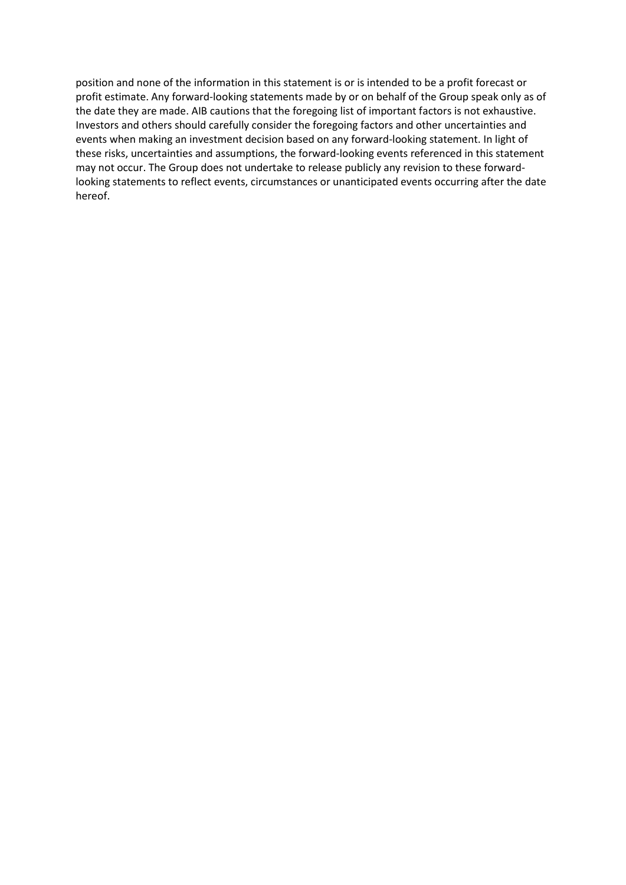position and none of the information in this statement is or is intended to be a profit forecast or profit estimate. Any forward-looking statements made by or on behalf of the Group speak only as of the date they are made. AIB cautions that the foregoing list of important factors is not exhaustive. Investors and others should carefully consider the foregoing factors and other uncertainties and events when making an investment decision based on any forward-looking statement. In light of these risks, uncertainties and assumptions, the forward-looking events referenced in this statement may not occur. The Group does not undertake to release publicly any revision to these forward-looking statements to reflect events, circumstances or unanticipated events occurring after the date hereof.